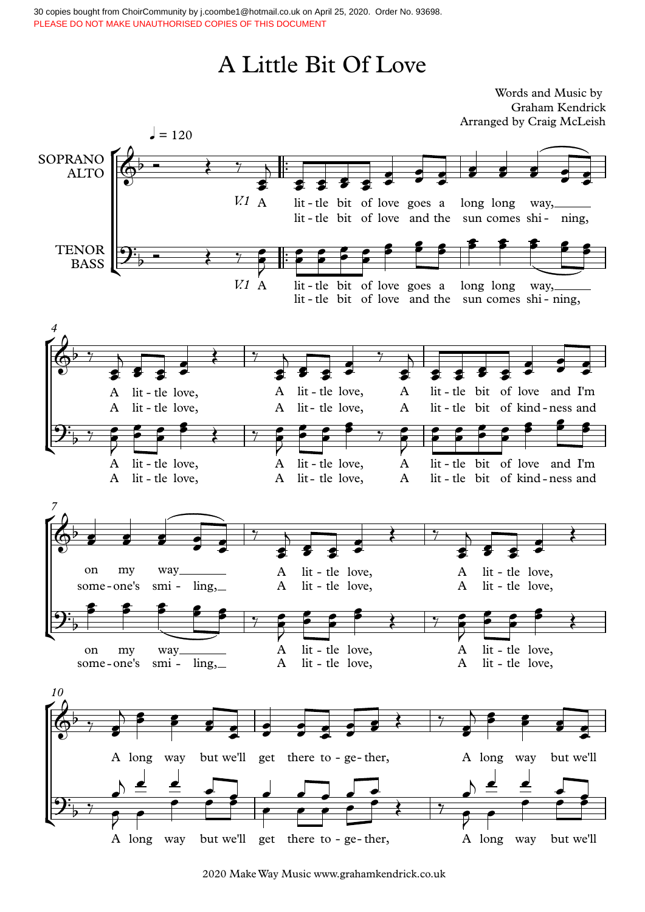# A Little Bit Of Love

Words and Music by
Graham Kendrick
Arranged by Craig McLeish

♩ = 120

SOPRANO
ALTO

TENOR
BASS

*V.1* A lit - tle bit of love goes a long long way,
lit - tle bit of love and the sun comes shi - ning,

A lit - tle love, A lit - tle love, A lit - tle bit of love and I'm on my way
A lit - tle love, A lit - tle love, A lit - tle bit of kind - ness and some - one's smi - ling,

A lit - tle love, A lit - tle love,
A lit - tle love, A lit - tle love,

A long way but we'll get there to - ge - ther, A long way but we'll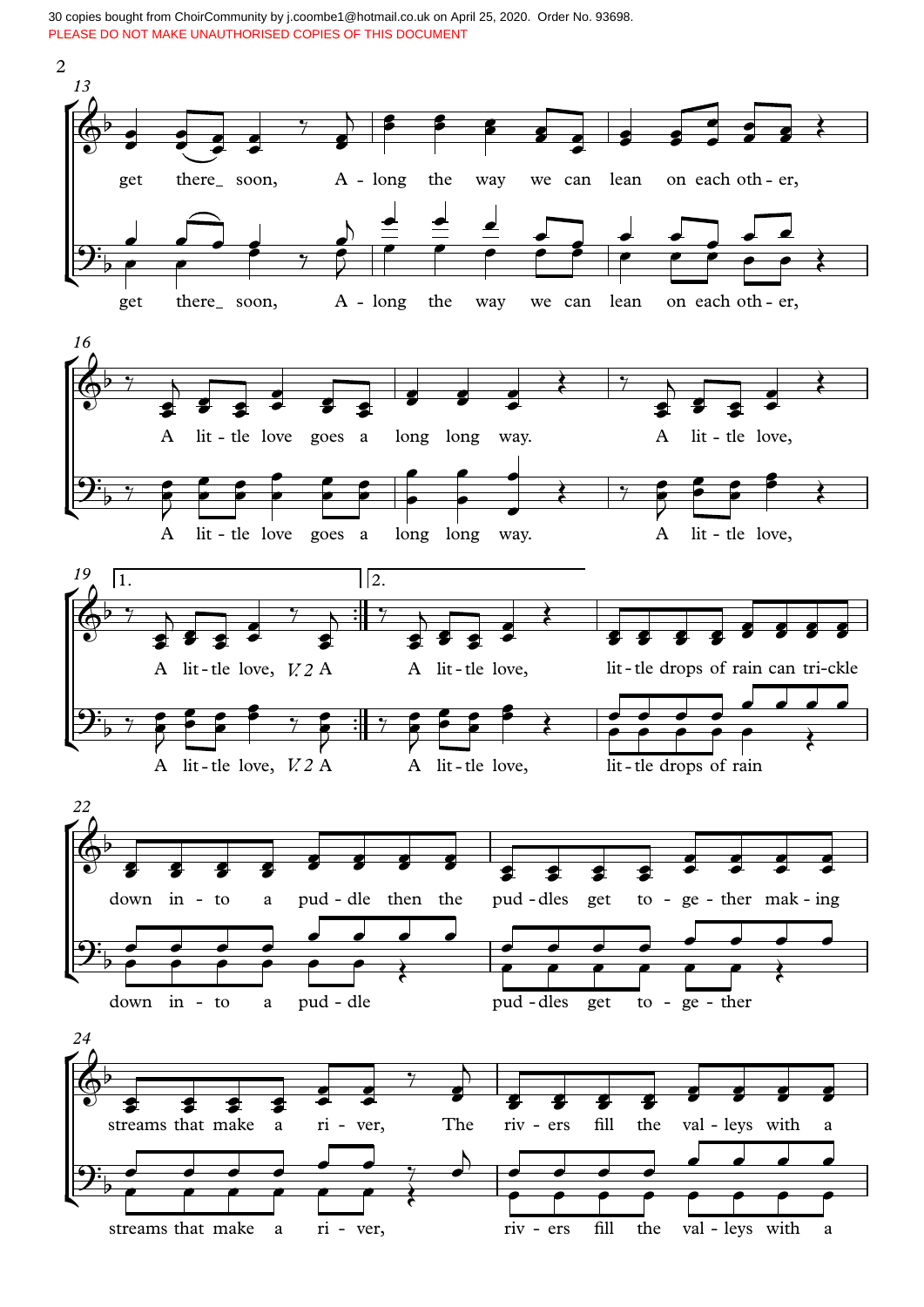30 copies bought from ChoirCommunity by j.coombe1@hotmail.co.uk on April 25, 2020. Order No. 93698.
PLEASE DO NOT MAKE UNAUTHORISED COPIES OF THIS DOCUMENT

13

get there_ soon, A - long the way we can lean on each oth - er,

get there_ soon, A - long the way we can lean on each oth - er,

16

A lit - tle love goes a long long way. A lit - tle love,

A lit - tle love goes a long long way. A lit - tle love,

19 1. 2.

A lit - tle love, *V. 2* A A lit - tle love, lit - tle drops of rain can tri - ckle

A lit - tle love, *V. 2* A A lit - tle love, lit - tle drops of rain

22

down in - to a pud - dle then the pud - dles get to - ge - ther mak - ing

down in - to a pud - dle pud - dles get to - ge - ther

24

streams that make a ri - ver, The riv - ers fill the val - leys with a

streams that make a ri - ver, riv - ers fill the val - leys with a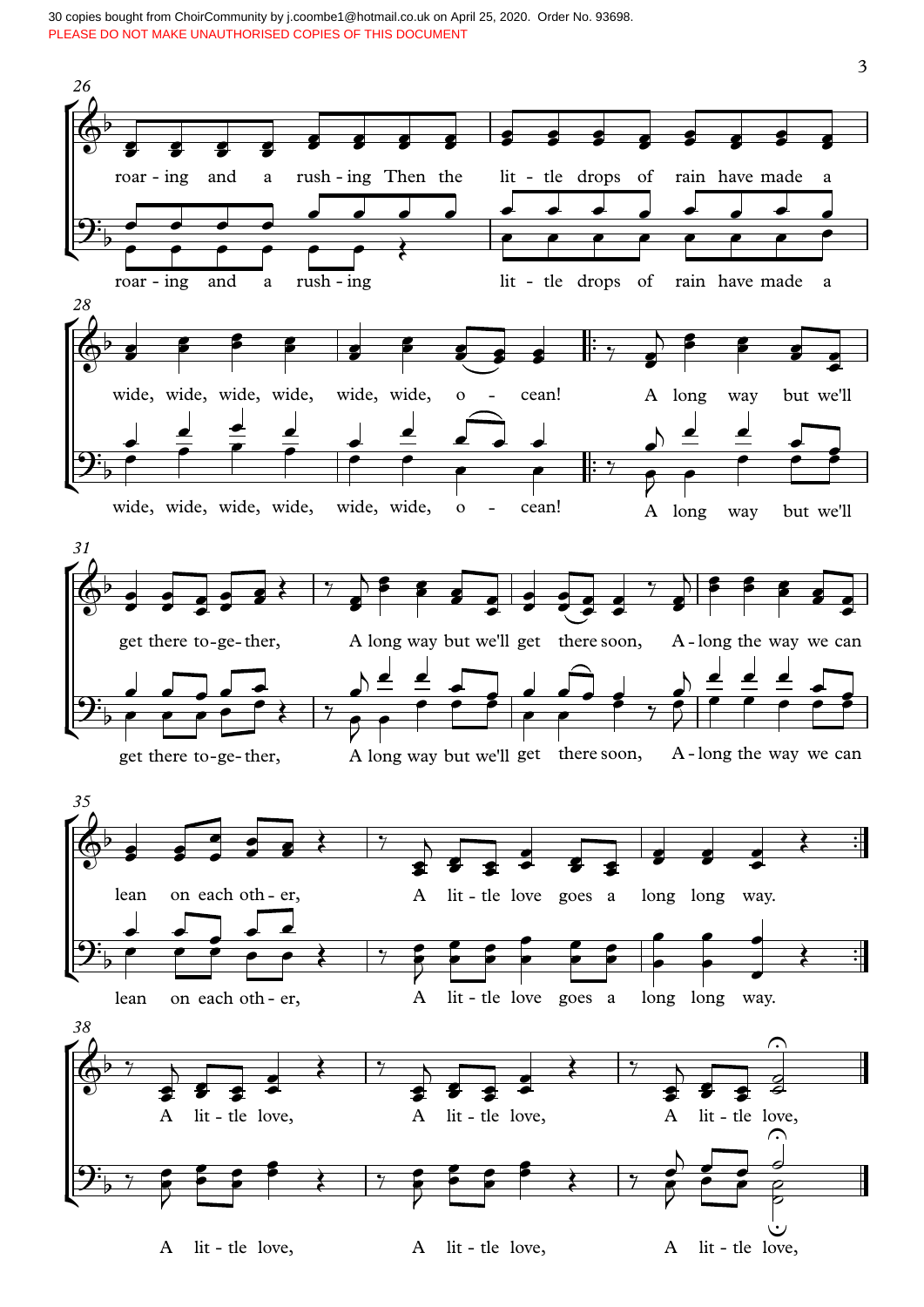26

roar - ing and a rush - ing Then the lit - tle drops of rain have made a

roar - ing and a rush - ing lit - tle drops of rain have made a

28

wide, wide, wide, wide, wide, wide, o - cean! A long way but we'll

wide, wide, wide, wide, wide, wide, o - cean! A long way but we'll

31

get there to-ge-ther, A long way but we'll get there soon, A - long the way we can

get there to-ge-ther, A long way but we'll get there soon, A - long the way we can

35

lean on each oth - er, A lit - tle love goes a long long way.

lean on each oth - er, A lit - tle love goes a long long way.

38

A lit - tle love, A lit - tle love, A lit - tle love,

A lit - tle love, A lit - tle love, A lit - tle love,